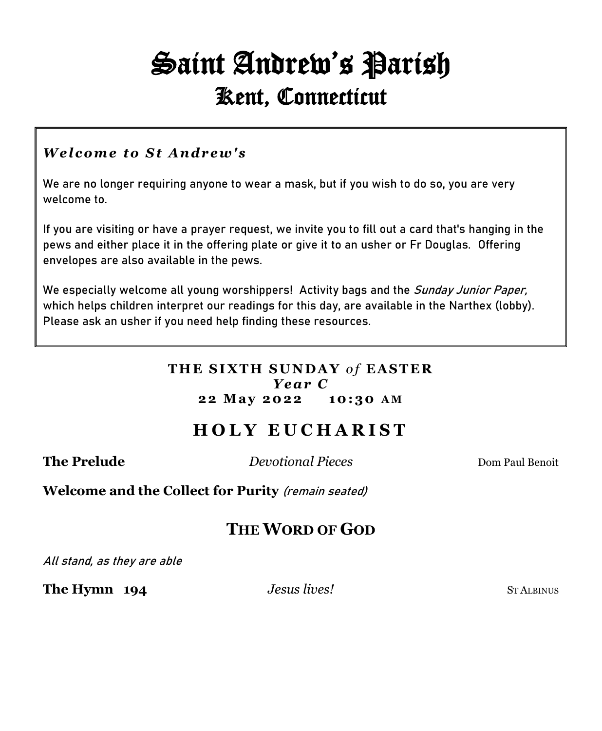# Saint Andrew's Parish
## Kent, Connecticut

***Welcome to St Andrew's***

We are no longer requiring anyone to wear a mask, but if you wish to do so, you are very welcome to.

If you are visiting or have a prayer request, we invite you to fill out a card that's hanging in the pews and either place it in the offering plate or give it to an usher or Fr Douglas. Offering envelopes are also available in the pews.

We especially welcome all young worshippers! Activity bags and the *Sunday Junior Paper,* which helps children interpret our readings for this day, are available in the Narthex (lobby). Please ask an usher if you need help finding these resources.

**THE SIXTH SUNDAY *of* EASTER**
***Year C***
**22 May 2022 10:30 AM**

## HOLY EUCHARIST

**The Prelude** *Devotional Pieces* Dom Paul Benoit

**Welcome and the Collect for Purity** *(remain seated)*

## THE WORD OF GOD

*All stand, as they are able*

**The Hymn 194** *Jesus lives!* ST ALBINUS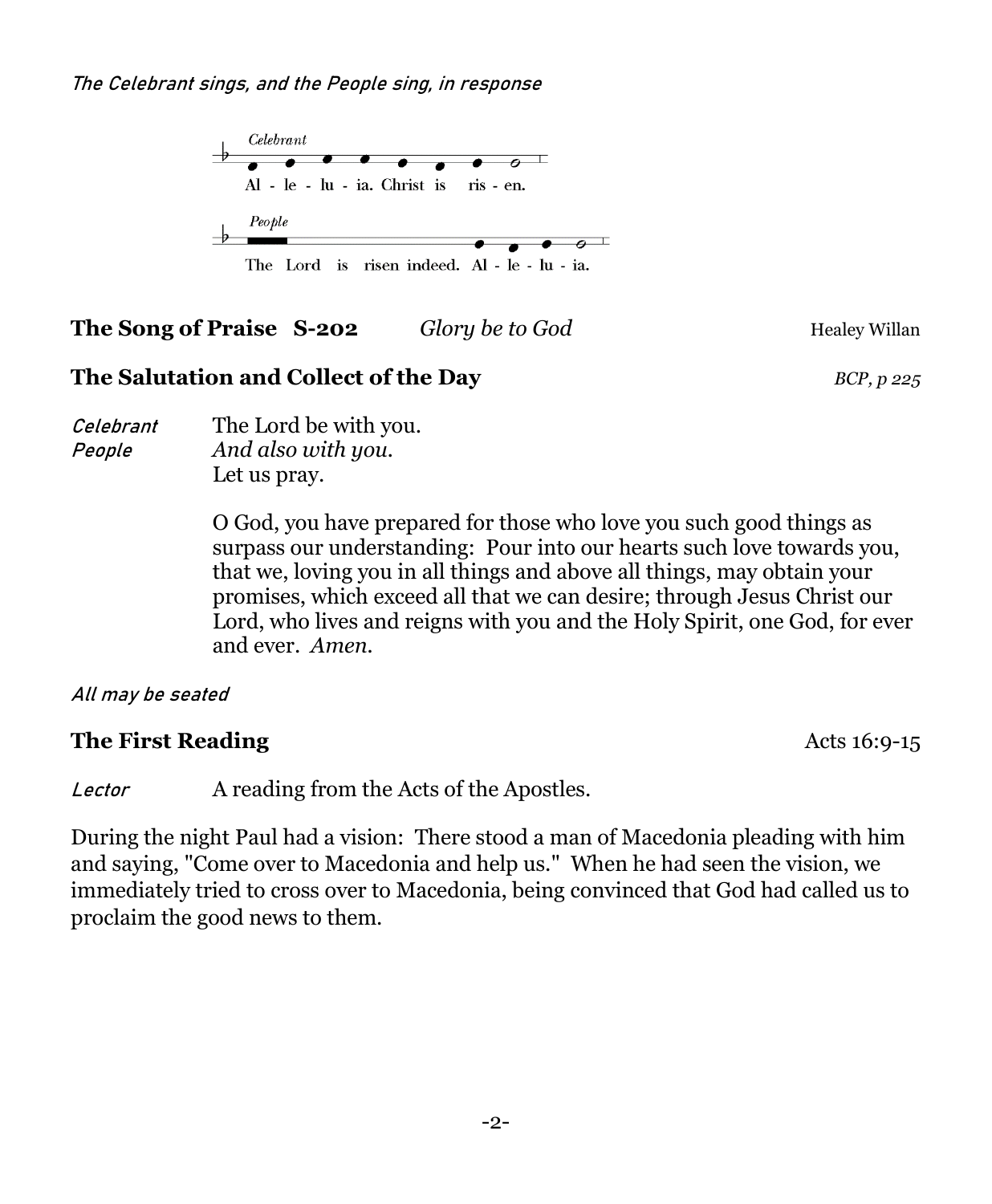*The Celebrant sings, and the People sing, in response*

*Celebrant*

Al - le - lu - ia. Christ is ris - en.

*People*

The Lord is risen indeed. Al - le - lu - ia.

**The Song of Praise S-202** *Glory be to God* Healey Willan

**The Salutation and Collect of the Day** *BCP, p 225*

*Celebrant* The Lord be with you.
*People* *And also with you.*
Let us pray.

O God, you have prepared for those who love you such good things as surpass our understanding: Pour into our hearts such love towards you, that we, loving you in all things and above all things, may obtain your promises, which exceed all that we can desire; through Jesus Christ our Lord, who lives and reigns with you and the Holy Spirit, one God, for ever and ever. *Amen.*

*All may be seated*

**The First Reading** Acts 16:9-15

*Lector* A reading from the Acts of the Apostles.

During the night Paul had a vision: There stood a man of Macedonia pleading with him and saying, "Come over to Macedonia and help us." When he had seen the vision, we immediately tried to cross over to Macedonia, being convinced that God had called us to proclaim the good news to them.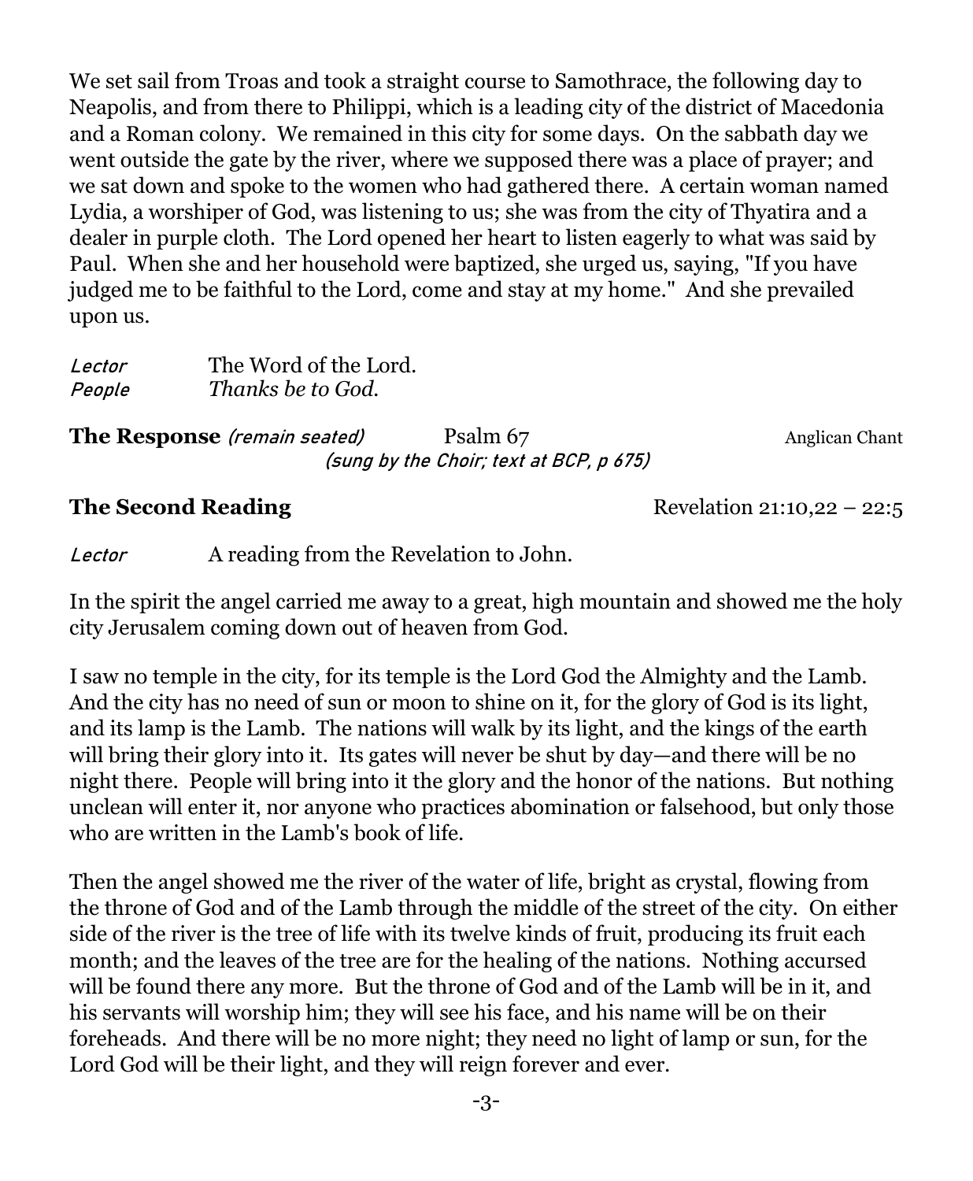We set sail from Troas and took a straight course to Samothrace, the following day to Neapolis, and from there to Philippi, which is a leading city of the district of Macedonia and a Roman colony. We remained in this city for some days. On the sabbath day we went outside the gate by the river, where we supposed there was a place of prayer; and we sat down and spoke to the women who had gathered there. A certain woman named Lydia, a worshiper of God, was listening to us; she was from the city of Thyatira and a dealer in purple cloth. The Lord opened her heart to listen eagerly to what was said by Paul. When she and her household were baptized, she urged us, saying, "If you have judged me to be faithful to the Lord, come and stay at my home." And she prevailed upon us.

*Lector* The Word of the Lord.
*People* *Thanks be to God.*

**The Response** *(remain seated)* Psalm 67 Anglican Chant
*(sung by the Choir; text at BCP, p 675)*

**The Second Reading** Revelation 21:10,22 – 22:5

*Lector* A reading from the Revelation to John.

In the spirit the angel carried me away to a great, high mountain and showed me the holy city Jerusalem coming down out of heaven from God.

I saw no temple in the city, for its temple is the Lord God the Almighty and the Lamb. And the city has no need of sun or moon to shine on it, for the glory of God is its light, and its lamp is the Lamb. The nations will walk by its light, and the kings of the earth will bring their glory into it. Its gates will never be shut by day—and there will be no night there. People will bring into it the glory and the honor of the nations. But nothing unclean will enter it, nor anyone who practices abomination or falsehood, but only those who are written in the Lamb's book of life.

Then the angel showed me the river of the water of life, bright as crystal, flowing from the throne of God and of the Lamb through the middle of the street of the city. On either side of the river is the tree of life with its twelve kinds of fruit, producing its fruit each month; and the leaves of the tree are for the healing of the nations. Nothing accursed will be found there any more. But the throne of God and of the Lamb will be in it, and his servants will worship him; they will see his face, and his name will be on their foreheads. And there will be no more night; they need no light of lamp or sun, for the Lord God will be their light, and they will reign forever and ever.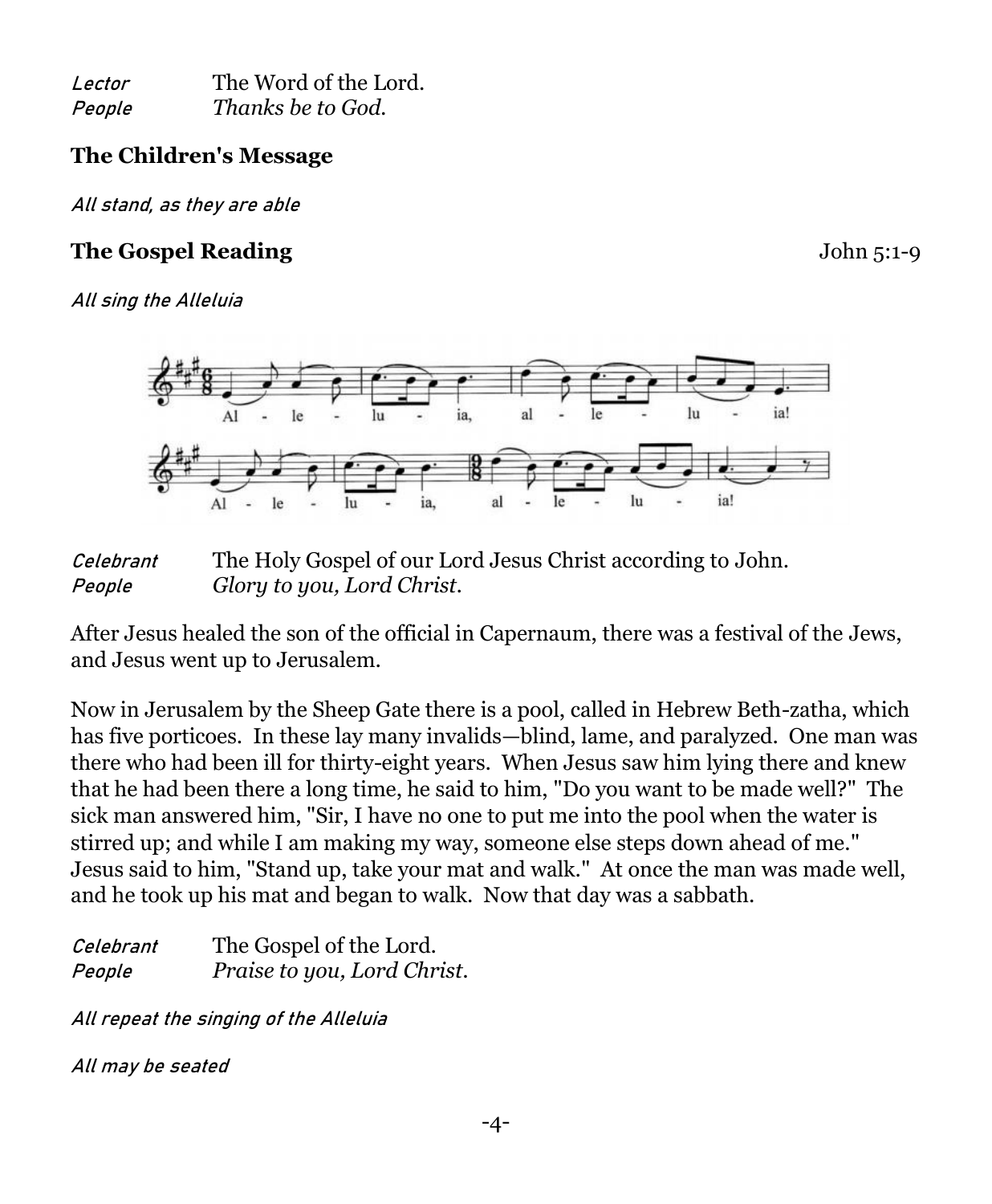*Lector* The Word of the Lord.
*People* *Thanks be to God.*

### The Children's Message

*All stand, as they are able*

### The Gospel Reading John 5:1-9

*All sing the Alleluia*

*Celebrant* The Holy Gospel of our Lord Jesus Christ according to John.
*People* *Glory to you, Lord Christ.*

After Jesus healed the son of the official in Capernaum, there was a festival of the Jews, and Jesus went up to Jerusalem.

Now in Jerusalem by the Sheep Gate there is a pool, called in Hebrew Beth-zatha, which has five porticoes. In these lay many invalids—blind, lame, and paralyzed. One man was there who had been ill for thirty-eight years. When Jesus saw him lying there and knew that he had been there a long time, he said to him, "Do you want to be made well?" The sick man answered him, "Sir, I have no one to put me into the pool when the water is stirred up; and while I am making my way, someone else steps down ahead of me." Jesus said to him, "Stand up, take your mat and walk." At once the man was made well, and he took up his mat and began to walk. Now that day was a sabbath.

*Celebrant* The Gospel of the Lord.
*People* *Praise to you, Lord Christ.*

*All repeat the singing of the Alleluia*

*All may be seated*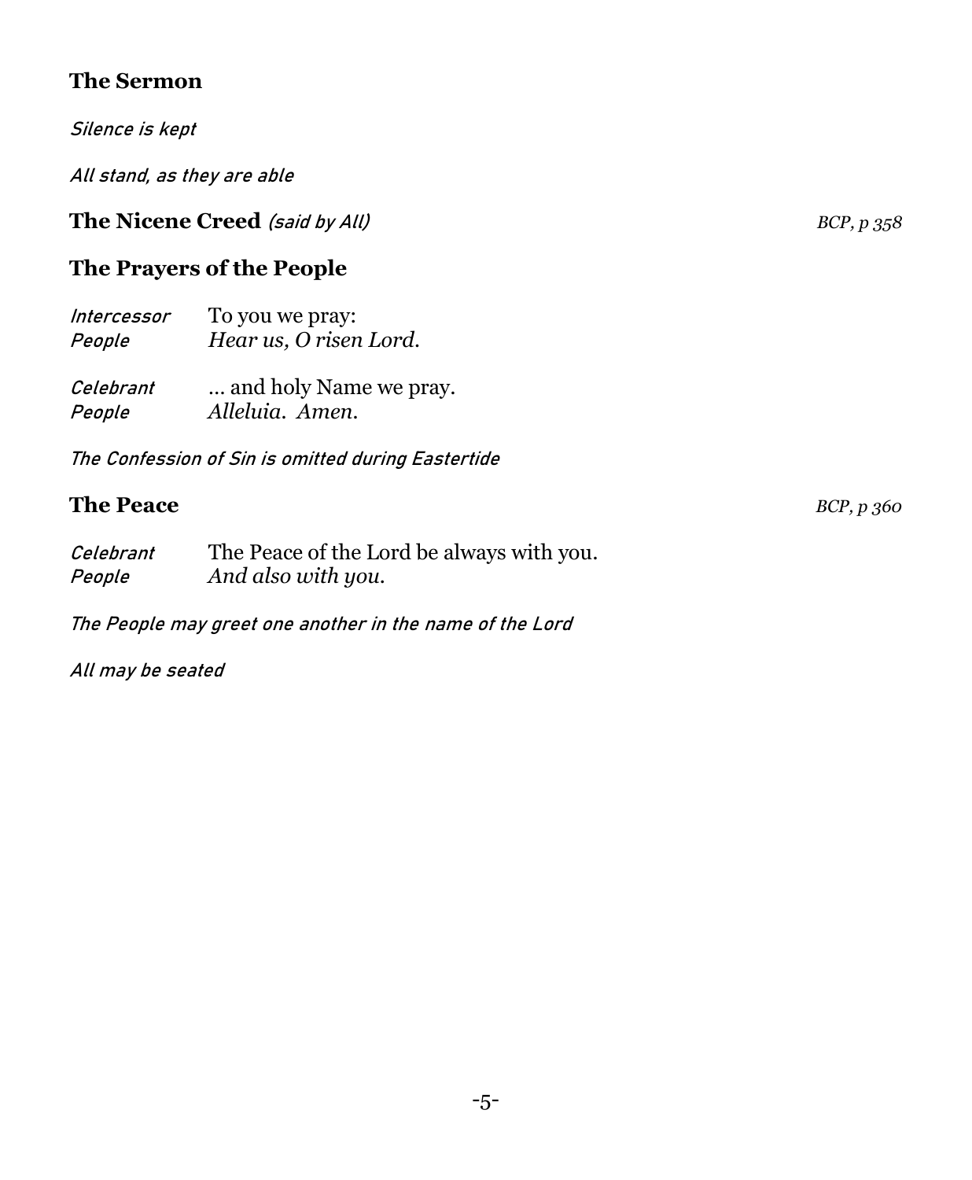## The Sermon

*Silence is kept*

*All stand, as they are able*

## The Nicene Creed *(said by All)*

*BCP, p 358*

## The Prayers of the People

| | |
|---|---|
| *Intercessor* | To you we pray: |
| *People* | *Hear us, O risen Lord.* |

| | |
|---|---|
| *Celebrant* | … and holy Name we pray. |
| *People* | *Alleluia. Amen.* |

*The Confession of Sin is omitted during Eastertide*

## The Peace

*BCP, p 360*

| | |
|---|---|
| *Celebrant* | The Peace of the Lord be always with you. |
| *People* | *And also with you.* |

*The People may greet one another in the name of the Lord*

*All may be seated*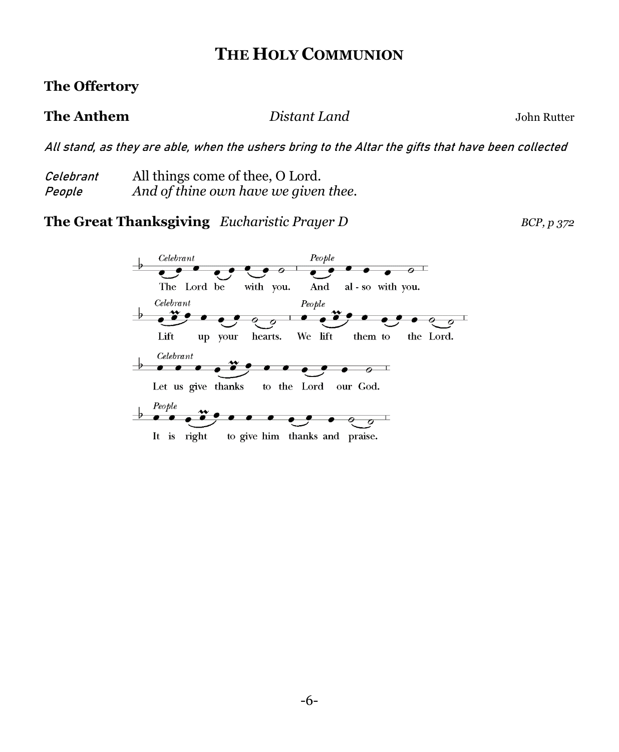# THE HOLY COMMUNION

## The Offertory

**The Anthem** *Distant Land* John Rutter

*All stand, as they are able, when the ushers bring to the Altar the gifts that have been collected*

*Celebrant* All things come of thee, O Lord.
*People* *And of thine own have we given thee.*

## The Great Thanksgiving *Eucharistic Prayer D* *BCP, p 372*

*Celebrant* The Lord be with you. *People* And also with you.

*Celebrant* Lift up your hearts. *People* We lift them to the Lord.

*Celebrant* Let us give thanks to the Lord our God.

*People* It is right to give him thanks and praise.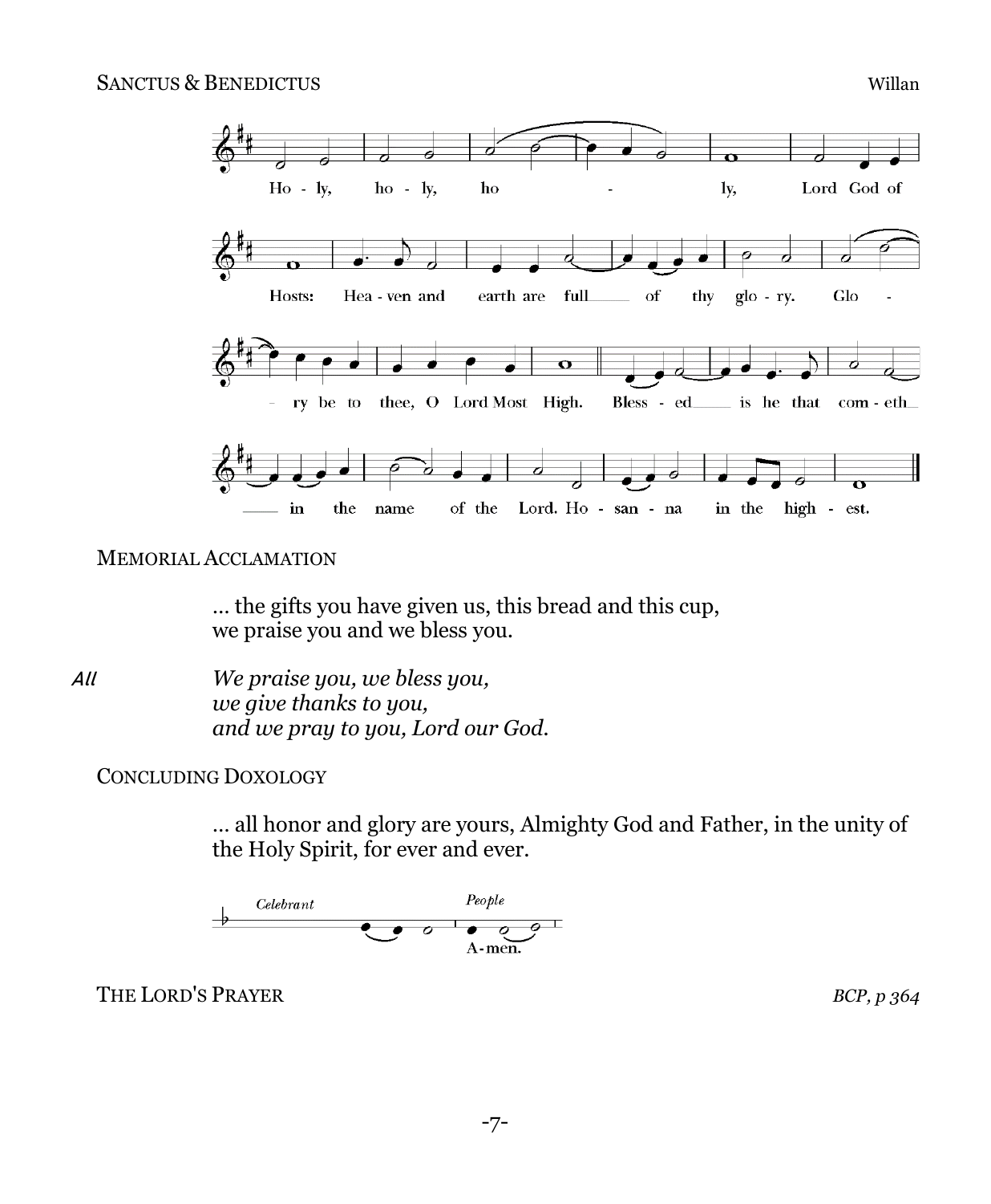SANCTUS & BENEDICTUS

Willan

Ho - ly, ho - ly, ho - ly, Lord God of Hosts: Hea - ven and earth are full of thy glo - ry. Glo - ry be to thee, O Lord Most High. Bless - ed is he that com - eth in the name of the Lord. Ho - san - na in the high - est.

MEMORIAL ACCLAMATION

... the gifts you have given us, this bread and this cup,
we praise you and we bless you.

*All* *We praise you, we bless you,*
*we give thanks to you,*
*and we pray to you, Lord our God.*

CONCLUDING DOXOLOGY

... all honor and glory are yours, Almighty God and Father, in the unity of the Holy Spirit, for ever and ever.

*Celebrant* *People*

A - men.

THE LORD'S PRAYER *BCP, p 364*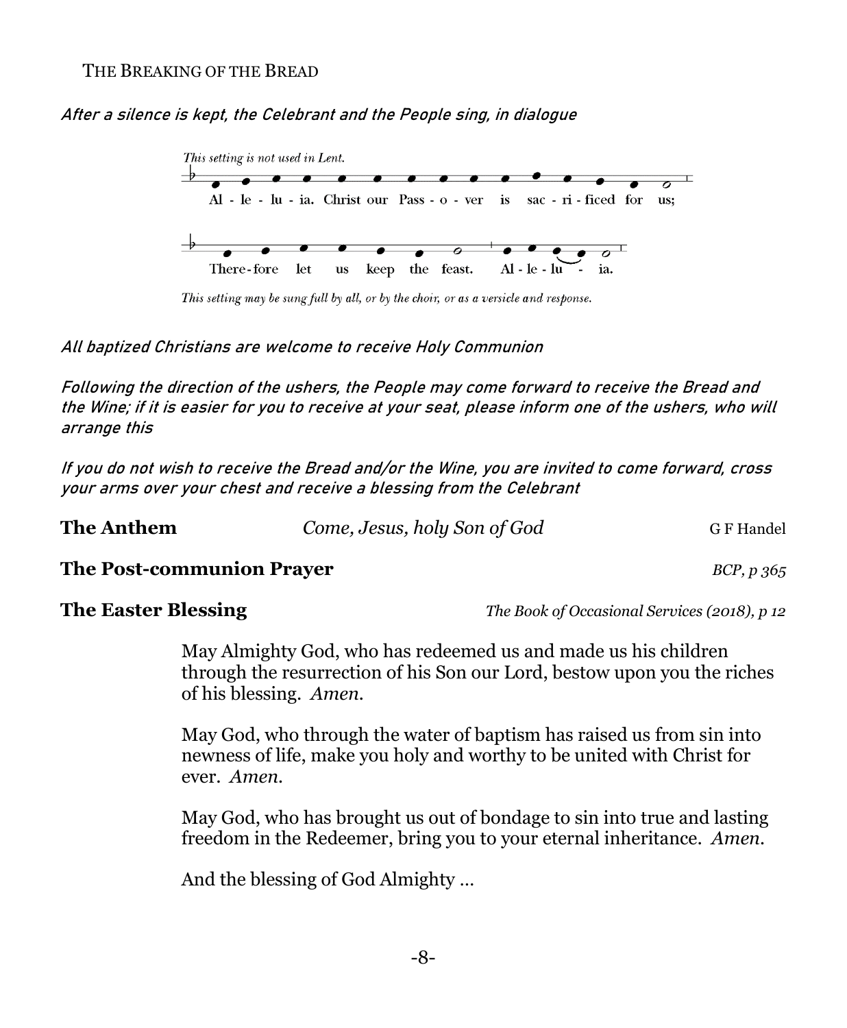THE BREAKING OF THE BREAD

*After a silence is kept, the Celebrant and the People sing, in dialogue*

*This setting is not used in Lent.*

Al - le - lu - ia. Christ our Pass - o - ver is sac - ri - ficed for us;

There-fore let us keep the feast. Al - le - lu - ia.

*This setting may be sung full by all, or by the choir, or as a versicle and response.*

*All baptized Christians are welcome to receive Holy Communion*

*Following the direction of the ushers, the People may come forward to receive the Bread and the Wine; if it is easier for you to receive at your seat, please inform one of the ushers, who will arrange this*

*If you do not wish to receive the Bread and/or the Wine, you are invited to come forward, cross your arms over your chest and receive a blessing from the Celebrant*

**The Anthem** *Come, Jesus, holy Son of God* G F Handel

**The Post-communion Prayer** *BCP, p 365*

**The Easter Blessing** *The Book of Occasional Services (2018), p 12*

May Almighty God, who has redeemed us and made us his children through the resurrection of his Son our Lord, bestow upon you the riches of his blessing. *Amen.*

May God, who through the water of baptism has raised us from sin into newness of life, make you holy and worthy to be united with Christ for ever. *Amen.*

May God, who has brought us out of bondage to sin into true and lasting freedom in the Redeemer, bring you to your eternal inheritance. *Amen.*

And the blessing of God Almighty …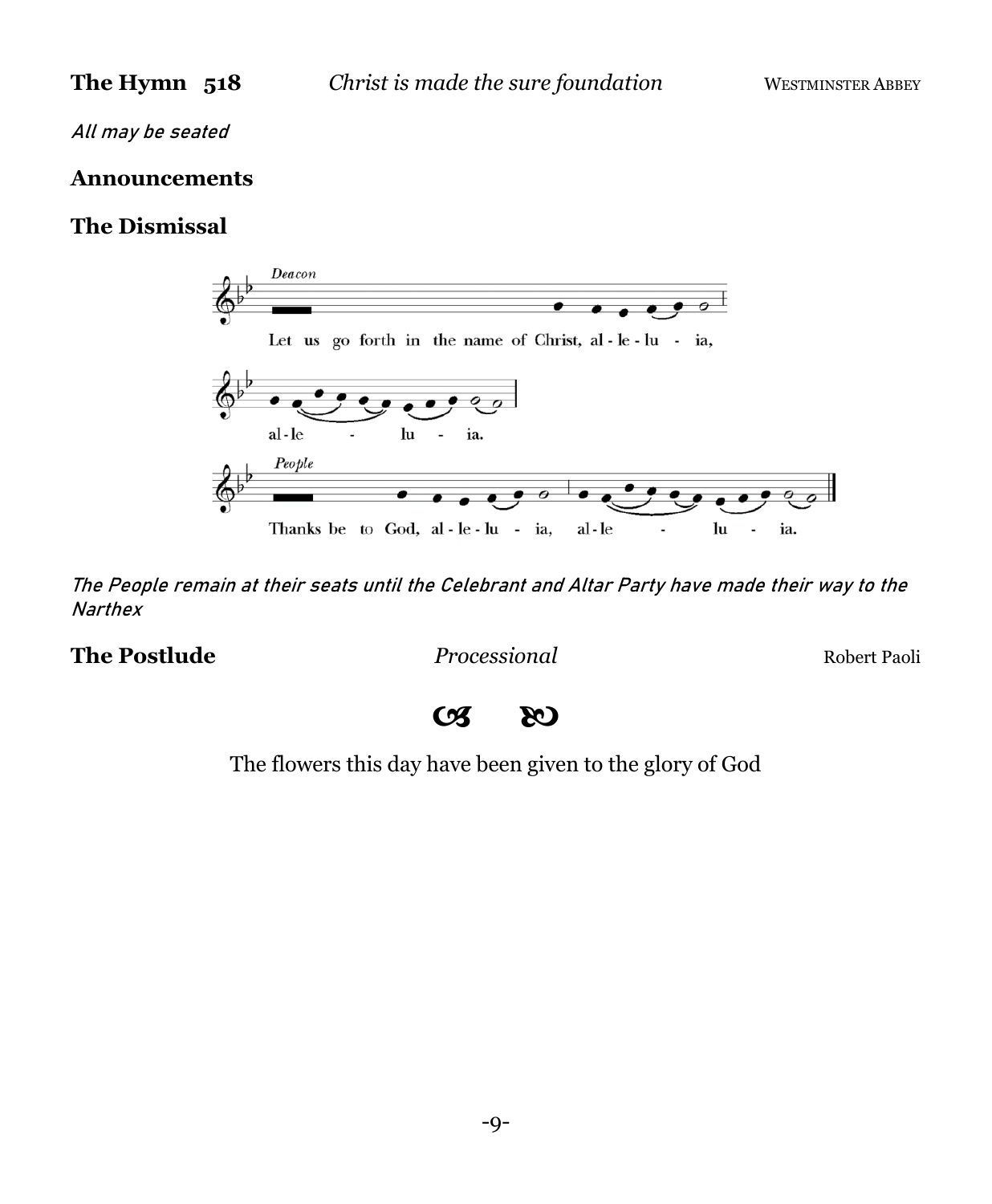**The Hymn 518** *Christ is made the sure foundation* WESTMINSTER ABBEY

*All may be seated*

**Announcements**

**The Dismissal**

*Deacon*

Let us go forth in the name of Christ, al - le - lu - ia,

al - le - lu - ia.

*People*

Thanks be to God, al - le - lu - ia, al - le - lu - ia.

*The People remain at their seats until the Celebrant and Altar Party have made their way to the Narthex*

**The Postlude** *Processional* Robert Paoli

☙ ❧

The flowers this day have been given to the glory of God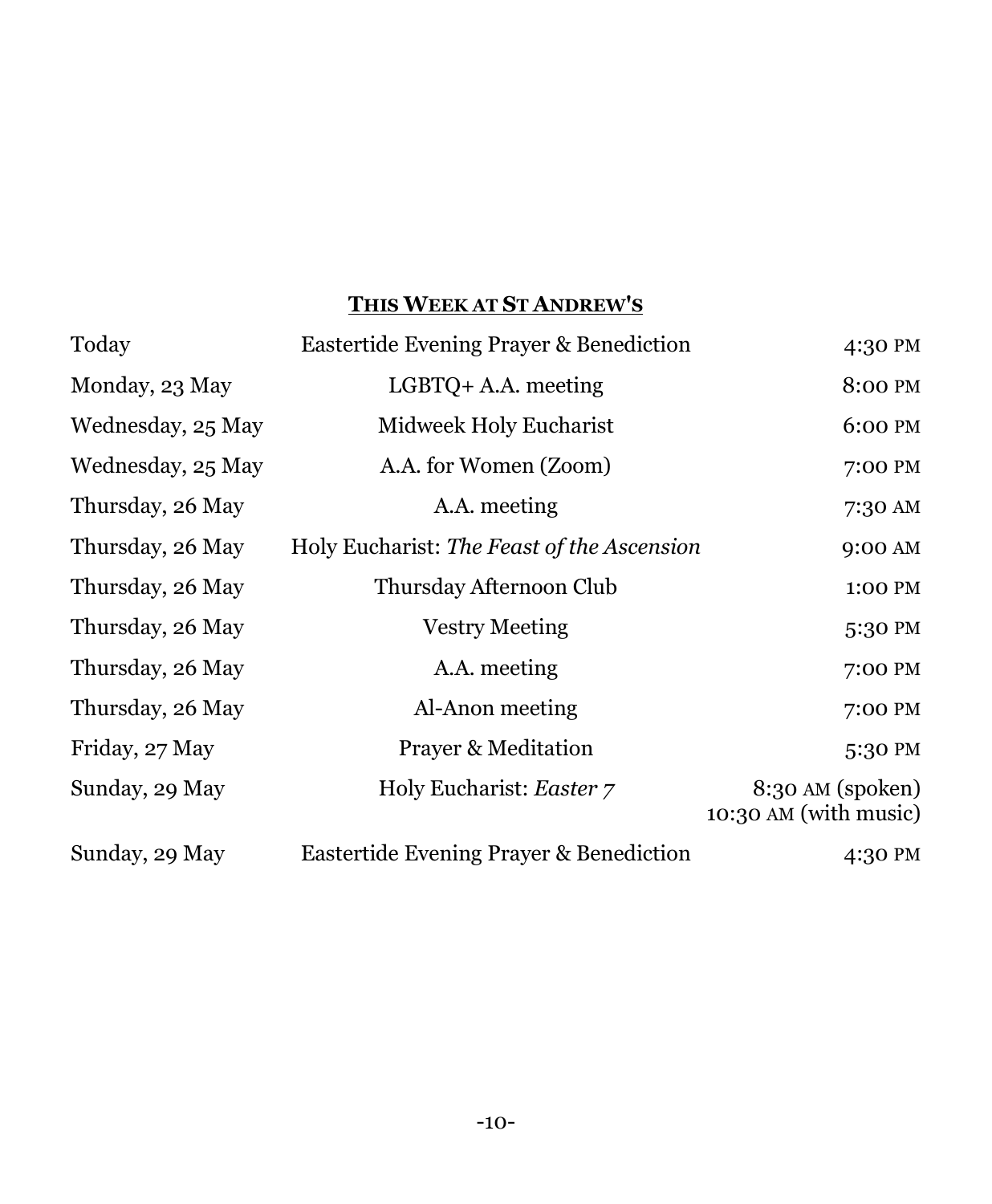## **THIS WEEK AT ST ANDREW'S**

| | | |
|---|---|---|
| Today | Eastertide Evening Prayer & Benediction | 4:30 PM |
| Monday, 23 May | LGBTQ+ A.A. meeting | 8:00 PM |
| Wednesday, 25 May | Midweek Holy Eucharist | 6:00 PM |
| Wednesday, 25 May | A.A. for Women (Zoom) | 7:00 PM |
| Thursday, 26 May | A.A. meeting | 7:30 AM |
| Thursday, 26 May | Holy Eucharist: *The Feast of the Ascension* | 9:00 AM |
| Thursday, 26 May | Thursday Afternoon Club | 1:00 PM |
| Thursday, 26 May | Vestry Meeting | 5:30 PM |
| Thursday, 26 May | A.A. meeting | 7:00 PM |
| Thursday, 26 May | Al-Anon meeting | 7:00 PM |
| Friday, 27 May | Prayer & Meditation | 5:30 PM |
| Sunday, 29 May | Holy Eucharist: *Easter 7* | 8:30 AM (spoken)<br>10:30 AM (with music) |
| Sunday, 29 May | Eastertide Evening Prayer & Benediction | 4:30 PM |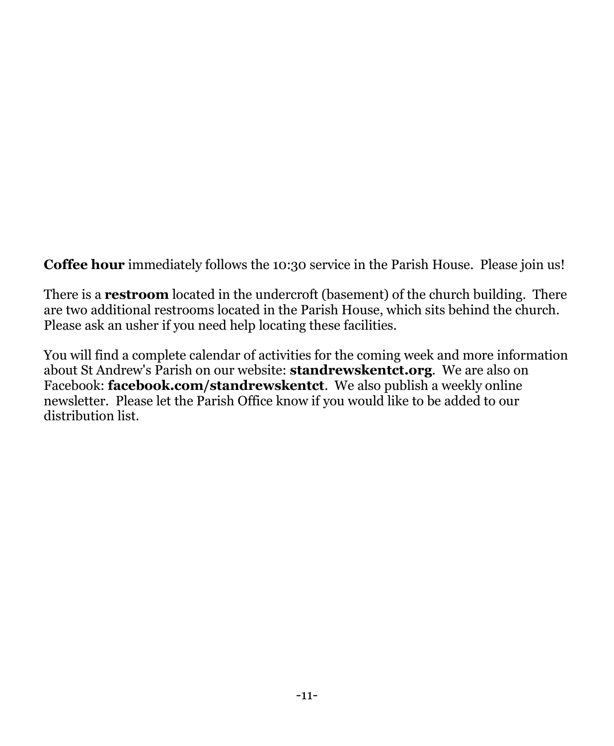**Coffee hour** immediately follows the 10:30 service in the Parish House. Please join us!

There is a **restroom** located in the undercroft (basement) of the church building. There are two additional restrooms located in the Parish House, which sits behind the church. Please ask an usher if you need help locating these facilities.

You will find a complete calendar of activities for the coming week and more information about St Andrew's Parish on our website: **standrewskentct.org**. We are also on Facebook: **facebook.com/standrewskentct**. We also publish a weekly online newsletter. Please let the Parish Office know if you would like to be added to our distribution list.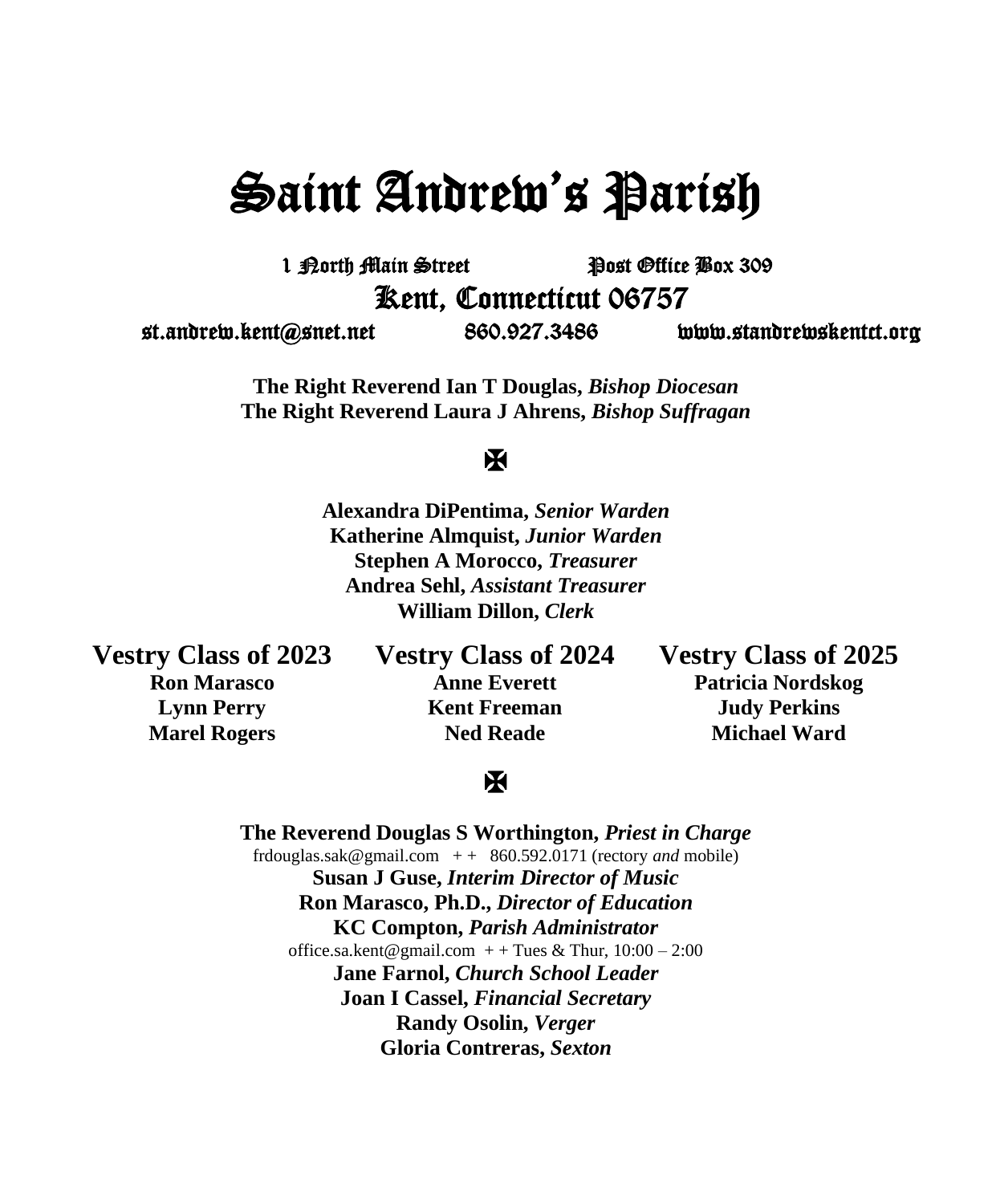# Saint Andrew's Parish

1 North Main Street Post Office Box 309

Kent, Connecticut 06757

st.andrew.kent@snet.net 860.927.3486 www.standrewskentct.org

**The Right Reverend Ian T Douglas,** ***Bishop Diocesan***
**The Right Reverend Laura J Ahrens,** ***Bishop Suffragan***

✠

**Alexandra DiPentima,** ***Senior Warden***
**Katherine Almquist,** ***Junior Warden***
**Stephen A Morocco,** ***Treasurer***
**Andrea Sehl,** ***Assistant Treasurer***
**William Dillon,** ***Clerk***

| Vestry Class of 2023 | Vestry Class of 2024 | Vestry Class of 2025 |
|---|---|---|
| Ron Marasco | Anne Everett | Patricia Nordskog |
| Lynn Perry | Kent Freeman | Judy Perkins |
| Marel Rogers | Ned Reade | Michael Ward |

✠

**The Reverend Douglas S Worthington,** ***Priest in Charge***
frdouglas.sak@gmail.com + + 860.592.0171 (rectory *and* mobile)
**Susan J Guse,** ***Interim Director of Music***
**Ron Marasco, Ph.D.,** ***Director of Education***
**KC Compton,** ***Parish Administrator***
office.sa.kent@gmail.com + + Tues & Thur, 10:00 – 2:00
**Jane Farnol,** ***Church School Leader***
**Joan I Cassel,** ***Financial Secretary***
**Randy Osolin,** ***Verger***
**Gloria Contreras,** ***Sexton***